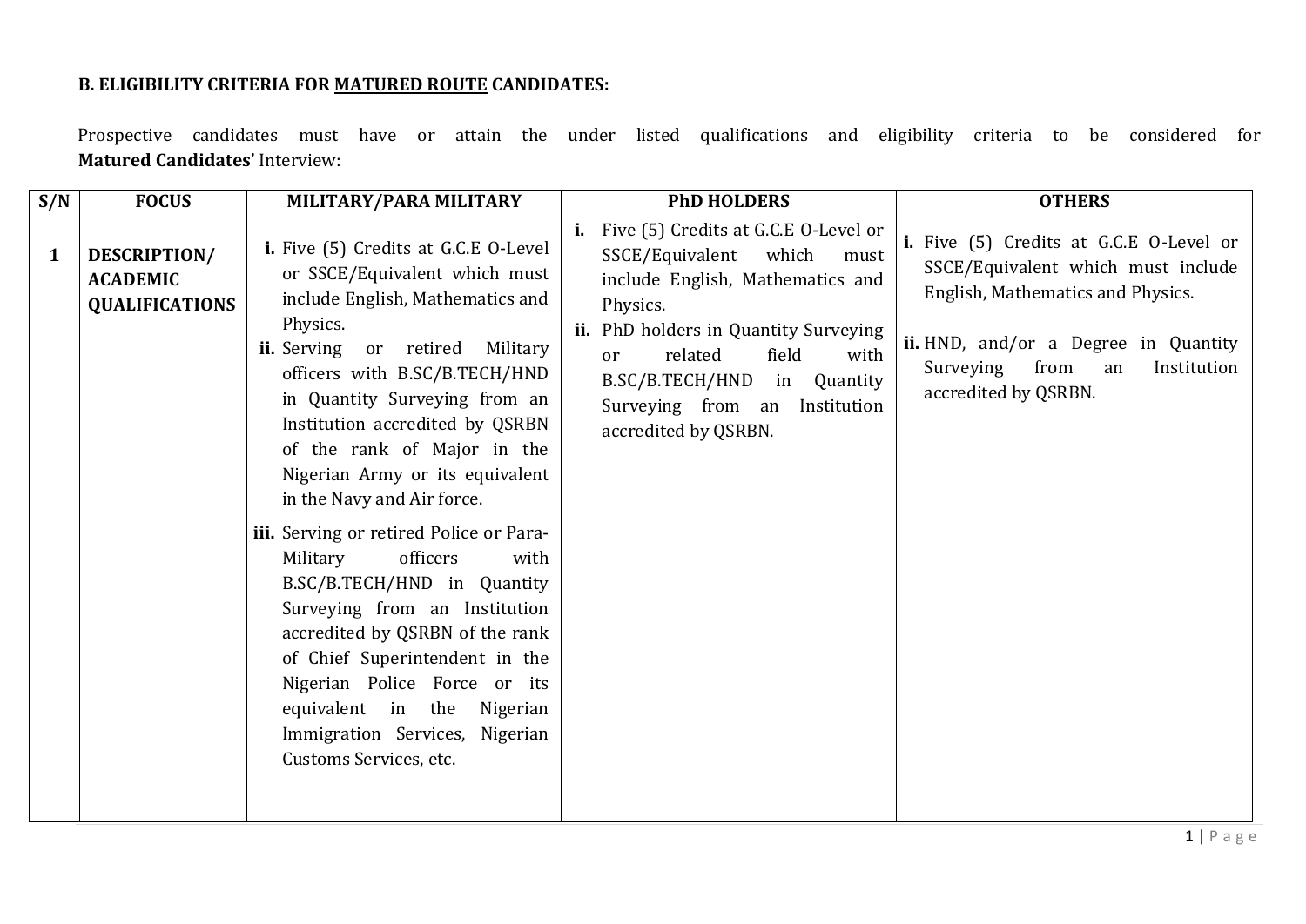**B. ELIGIBILITY CRITERIA FOR MATURED ROUTE CANDIDATES:**

Prospective candidates must have or attain the under listed qualifications and eligibility criteria to be considered for **Matured Candidates**' Interview:

| S/N | FOCUS | MILITARY/PARA MILITARY | PhD HOLDERS | OTHERS |
|---|---|---|---|---|
| 1 | **DESCRIPTION/ ACADEMIC QUALIFICATIONS** | **i.** Five (5) Credits at G.C.E O-Level or SSCE/Equivalent which must include English, Mathematics and Physics.<br>**ii.** Serving or retired Military officers with B.SC/B.TECH/HND in Quantity Surveying from an Institution accredited by QSRBN of the rank of Major in the Nigerian Army or its equivalent in the Navy and Air force.<br>**iii.** Serving or retired Police or Para-Military officers with B.SC/B.TECH/HND in Quantity Surveying from an Institution accredited by QSRBN of the rank of Chief Superintendent in the Nigerian Police Force or its equivalent in the Nigerian Immigration Services, Nigerian Customs Services, etc. | **i.** Five (5) Credits at G.C.E O-Level or SSCE/Equivalent which must include English, Mathematics and Physics.<br>**ii.** PhD holders in Quantity Surveying or related field with B.SC/B.TECH/HND in Quantity Surveying from an Institution accredited by QSRBN. | **i.** Five (5) Credits at G.C.E O-Level or SSCE/Equivalent which must include English, Mathematics and Physics.<br>**ii.** HND, and/or a Degree in Quantity Surveying from an Institution accredited by QSRBN. |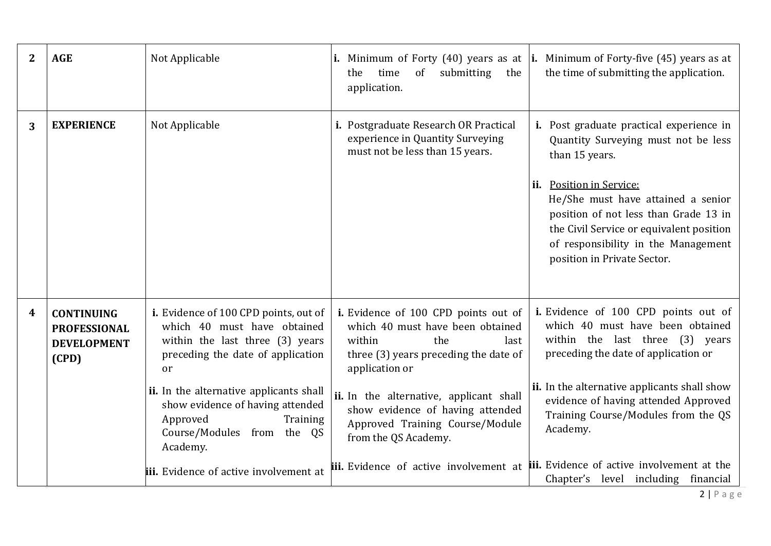| | | | | |
|---|---|---|---|---|
| **2** | **AGE** | Not Applicable | **i.** Minimum of Forty (40) years as at the time of submitting the application. | **i.** Minimum of Forty-five (45) years as at the time of submitting the application. |
| **3** | **EXPERIENCE** | Not Applicable | **i.** Postgraduate Research OR Practical experience in Quantity Surveying must not be less than 15 years. | **i.** Post graduate practical experience in Quantity Surveying must not be less than 15 years.<br><br>**ii.** Position in Service:<br>He/She must have attained a senior position of not less than Grade 13 in the Civil Service or equivalent position of responsibility in the Management position in Private Sector. |
| **4** | **CONTINUING PROFESSIONAL DEVELOPMENT (CPD)** | **i.** Evidence of 100 CPD points, out of which 40 must have obtained within the last three (3) years preceding the date of application or<br><br>**ii.** In the alternative applicants shall show evidence of having attended Approved Training Course/Modules from the QS Academy.<br><br>**iii.** Evidence of active involvement at | **i.** Evidence of 100 CPD points out of which 40 must have been obtained within the last three (3) years preceding the date of application or<br><br>**ii.** In the alternative, applicant shall show evidence of having attended Approved Training Course/Module from the QS Academy.<br><br>**iii.** Evidence of active involvement at | **i.** Evidence of 100 CPD points out of which 40 must have been obtained within the last three (3) years preceding the date of application or<br><br>**ii.** In the alternative applicants shall show evidence of having attended Approved Training Course/Modules from the QS Academy.<br><br>**iii.** Evidence of active involvement at the Chapter's level including financial |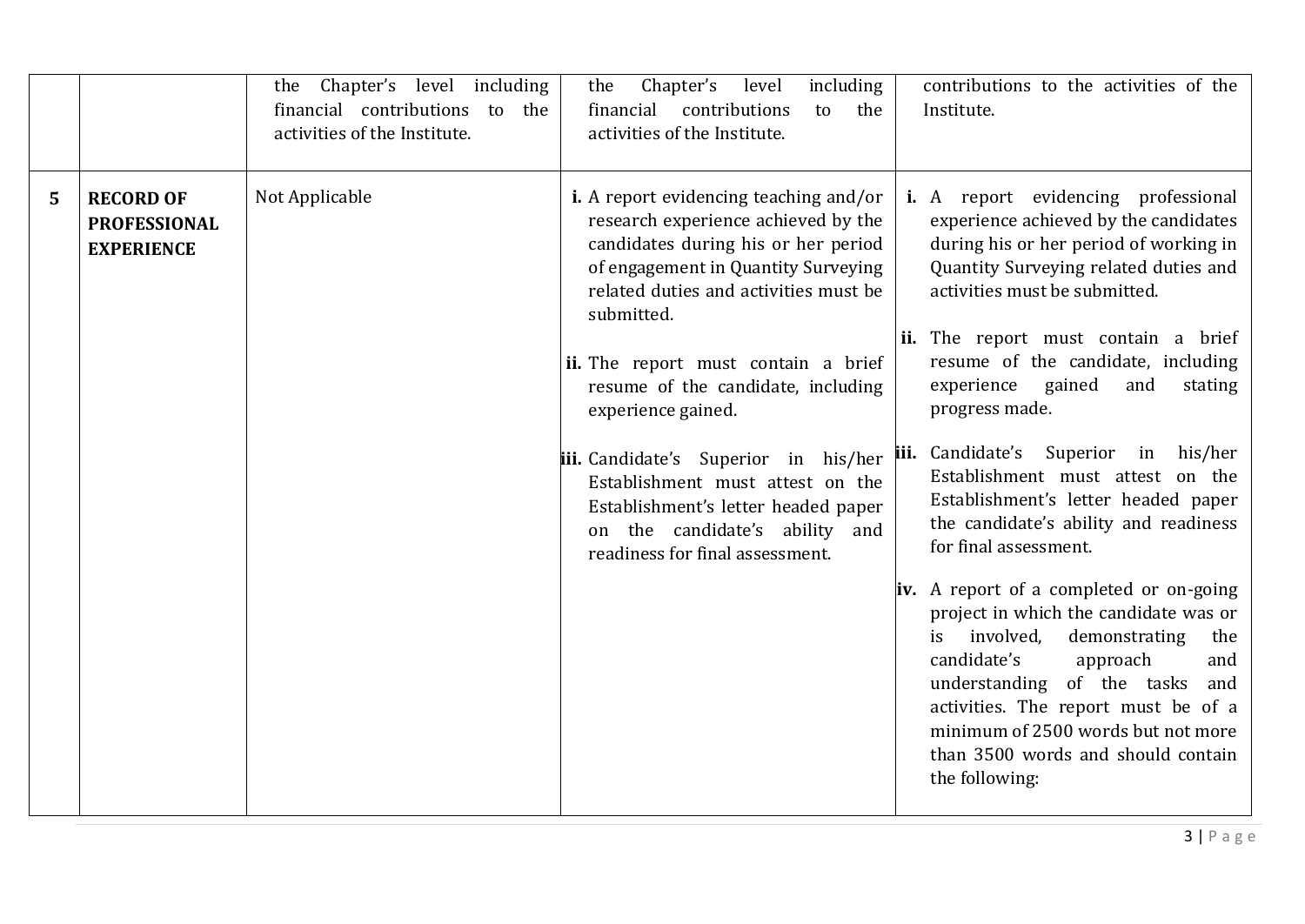| | | | | |
|---|---|---|---|---|
| | | the Chapter's level including financial contributions to the activities of the Institute. | the Chapter's level including financial contributions to the activities of the Institute. | contributions to the activities of the Institute. |
| **5** | **RECORD OF PROFESSIONAL EXPERIENCE** | Not Applicable | **i.** A report evidencing teaching and/or research experience achieved by the candidates during his or her period of engagement in Quantity Surveying related duties and activities must be submitted.<br><br>**ii.** The report must contain a brief resume of the candidate, including experience gained.<br><br>**iii.** Candidate's Superior in his/her Establishment must attest on the Establishment's letter headed paper on the candidate's ability and readiness for final assessment. | **i.** A report evidencing professional experience achieved by the candidates during his or her period of working in Quantity Surveying related duties and activities must be submitted.<br><br>**ii.** The report must contain a brief resume of the candidate, including experience gained and stating progress made.<br><br>**iii.** Candidate's Superior in his/her Establishment must attest on the Establishment's letter headed paper the candidate's ability and readiness for final assessment.<br><br>**iv.** A report of a completed or on-going project in which the candidate was or is involved, demonstrating the candidate's approach and understanding of the tasks and activities. The report must be of a minimum of 2500 words but not more than 3500 words and should contain the following: |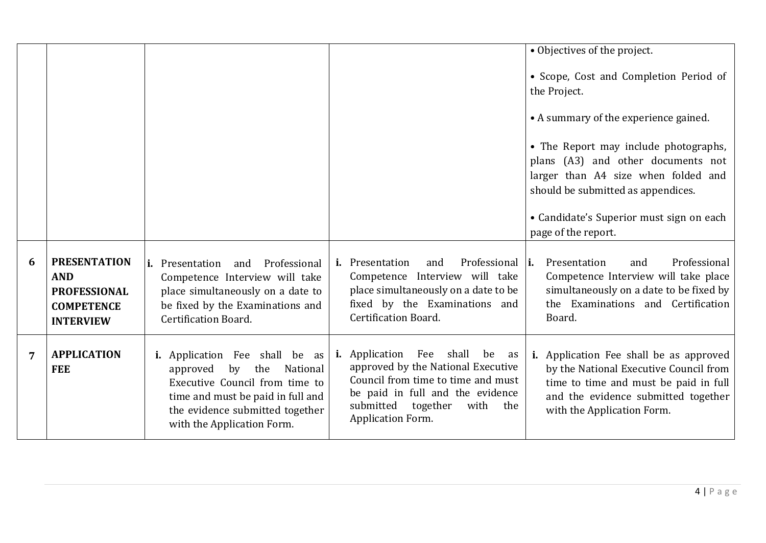| | | | | |
|---|---|---|---|---|
| | | | | • Objectives of the project.<br><br>• Scope, Cost and Completion Period of the Project.<br><br>• A summary of the experience gained.<br><br>• The Report may include photographs, plans (A3) and other documents not larger than A4 size when folded and should be submitted as appendices.<br><br>• Candidate's Superior must sign on each page of the report. |
| **6** | **PRESENTATION AND PROFESSIONAL COMPETENCE INTERVIEW** | **i.** Presentation and Professional Competence Interview will take place simultaneously on a date to be fixed by the Examinations and Certification Board. | **i.** Presentation and Professional Competence Interview will take place simultaneously on a date to be fixed by the Examinations and Certification Board. | **i.** Presentation and Professional Competence Interview will take place simultaneously on a date to be fixed by the Examinations and Certification Board. |
| **7** | **APPLICATION FEE** | **i.** Application Fee shall be as approved by the National Executive Council from time to time and must be paid in full and the evidence submitted together with the Application Form. | **i.** Application Fee shall be as approved by the National Executive Council from time to time and must be paid in full and the evidence submitted together with the Application Form. | **i.** Application Fee shall be as approved by the National Executive Council from time to time and must be paid in full and the evidence submitted together with the Application Form. |